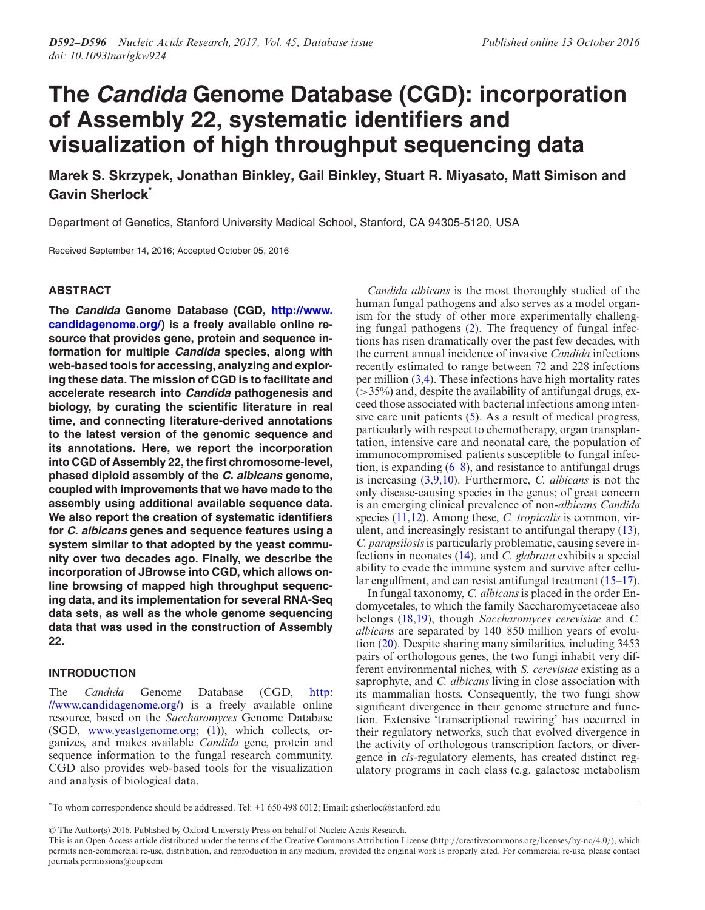# The *Candida* Genome Database (CGD): incorporation of Assembly 22, systematic identifiers and visualization of high throughput sequencing data

**Marek S. Skrzypek, Jonathan Binkley, Gail Binkley, Stuart R. Miyasato, Matt Simison and Gavin Sherlock[*]**

Department of Genetics, Stanford University Medical School, Stanford, CA 94305-5120, USA

Received September 14, 2016; Accepted October 05, 2016

## ABSTRACT

**The *Candida* Genome Database (CGD, http://www.candidagenome.org/) is a freely available online resource that provides gene, protein and sequence information for multiple *Candida* species, along with web-based tools for accessing, analyzing and exploring these data. The mission of CGD is to facilitate and accelerate research into *Candida* pathogenesis and biology, by curating the scientific literature in real time, and connecting literature-derived annotations to the latest version of the genomic sequence and its annotations. Here, we report the incorporation into CGD of Assembly 22, the first chromosome-level, phased diploid assembly of the *C. albicans* genome, coupled with improvements that we have made to the assembly using additional available sequence data. We also report the creation of systematic identifiers for *C. albicans* genes and sequence features using a system similar to that adopted by the yeast community over two decades ago. Finally, we describe the incorporation of JBrowse into CGD, which allows online browsing of mapped high throughput sequencing data, and its implementation for several RNA-Seq data sets, as well as the whole genome sequencing data that was used in the construction of Assembly 22.**

## INTRODUCTION

The *Candida* Genome Database (CGD, http://www.candidagenome.org/) is a freely available online resource, based on the *Saccharomyces* Genome Database (SGD, www.yeastgenome.org; (1)), which collects, organizes, and makes available *Candida* gene, protein and sequence information to the fungal research community. CGD also provides web-based tools for the visualization and analysis of biological data.

*Candida albicans* is the most thoroughly studied of the human fungal pathogens and also serves as a model organism for the study of other more experimentally challenging fungal pathogens (2). The frequency of fungal infections has risen dramatically over the past few decades, with the current annual incidence of invasive *Candida* infections recently estimated to range between 72 and 228 infections per million (3,4). These infections have high mortality rates (>35%) and, despite the availability of antifungal drugs, exceed those associated with bacterial infections among intensive care unit patients (5). As a result of medical progress, particularly with respect to chemotherapy, organ transplantation, intensive care and neonatal care, the population of immunocompromised patients susceptible to fungal infection, is expanding (6–8), and resistance to antifungal drugs is increasing (3,9,10). Furthermore, *C. albicans* is not the only disease-causing species in the genus; of great concern is an emerging clinical prevalence of non-*albicans Candida* species (11,12). Among these, *C. tropicalis* is common, virulent, and increasingly resistant to antifungal therapy (13), *C. parapsilosis* is particularly problematic, causing severe infections in neonates (14), and *C. glabrata* exhibits a special ability to evade the immune system and survive after cellular engulfment, and can resist antifungal treatment (15–17).

In fungal taxonomy, *C. albicans* is placed in the order Endomycetales, to which the family Saccharomycetaceae also belongs (18,19), though *Saccharomyces cerevisiae* and *C. albicans* are separated by 140–850 million years of evolution (20). Despite sharing many similarities, including 3453 pairs of orthologous genes, the two fungi inhabit very different environmental niches, with *S. cerevisiae* existing as a saprophyte, and *C. albicans* living in close association with its mammalian hosts. Consequently, the two fungi show significant divergence in their genome structure and function. Extensive 'transcriptional rewiring' has occurred in their regulatory networks, such that evolved divergence in the activity of orthologous transcription factors, or divergence in *cis*-regulatory elements, has created distinct regulatory programs in each class (e.g. galactose metabolism

[*]To whom correspondence should be addressed. Tel: +1 650 498 6012; Email: gsherloc@stanford.edu

© The Author(s) 2016. Published by Oxford University Press on behalf of Nucleic Acids Research.
This is an Open Access article distributed under the terms of the Creative Commons Attribution License (http://creativecommons.org/licenses/by-nc/4.0/), which permits non-commercial re-use, distribution, and reproduction in any medium, provided the original work is properly cited. For commercial re-use, please contact journals.permissions@oup.com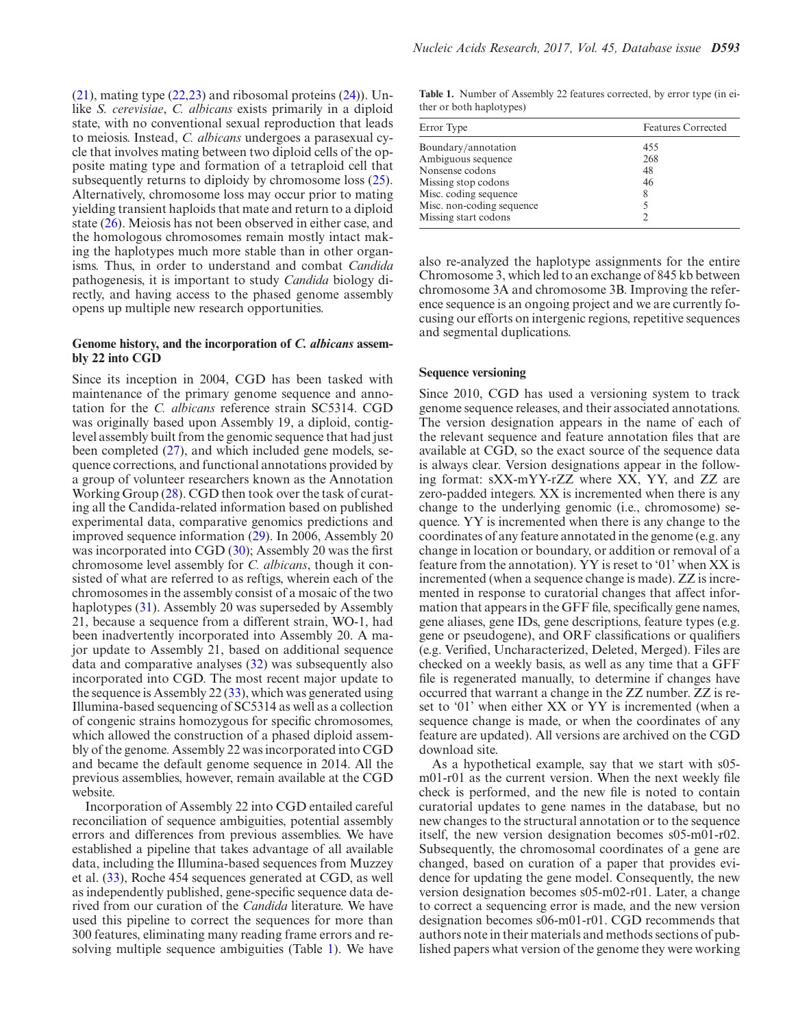(21), mating type (22,23) and ribosomal proteins (24)). Unlike *S. cerevisiae*, *C. albicans* exists primarily in a diploid state, with no conventional sexual reproduction that leads to meiosis. Instead, *C. albicans* undergoes a parasexual cycle that involves mating between two diploid cells of the opposite mating type and formation of a tetraploid cell that subsequently returns to diploidy by chromosome loss (25). Alternatively, chromosome loss may occur prior to mating yielding transient haploids that mate and return to a diploid state (26). Meiosis has not been observed in either case, and the homologous chromosomes remain mostly intact making the haplotypes much more stable than in other organisms. Thus, in order to understand and combat *Candida* pathogenesis, it is important to study *Candida* biology directly, and having access to the phased genome assembly opens up multiple new research opportunities.

### Genome history, and the incorporation of *C. albicans* assembly 22 into CGD

Since its inception in 2004, CGD has been tasked with maintenance of the primary genome sequence and annotation for the *C. albicans* reference strain SC5314. CGD was originally based upon Assembly 19, a diploid, contig-level assembly built from the genomic sequence that had just been completed (27), and which included gene models, sequence corrections, and functional annotations provided by a group of volunteer researchers known as the Annotation Working Group (28). CGD then took over the task of curating all the Candida-related information based on published experimental data, comparative genomics predictions and improved sequence information (29). In 2006, Assembly 20 was incorporated into CGD (30); Assembly 20 was the first chromosome level assembly for *C. albicans*, though it consisted of what are referred to as reftigs, wherein each of the chromosomes in the assembly consist of a mosaic of the two haplotypes (31). Assembly 20 was superseded by Assembly 21, because a sequence from a different strain, WO-1, had been inadvertently incorporated into Assembly 20. A major update to Assembly 21, based on additional sequence data and comparative analyses (32) was subsequently also incorporated into CGD. The most recent major update to the sequence is Assembly 22 (33), which was generated using Illumina-based sequencing of SC5314 as well as a collection of congenic strains homozygous for specific chromosomes, which allowed the construction of a phased diploid assembly of the genome. Assembly 22 was incorporated into CGD and became the default genome sequence in 2014. All the previous assemblies, however, remain available at the CGD website.

Incorporation of Assembly 22 into CGD entailed careful reconciliation of sequence ambiguities, potential assembly errors and differences from previous assemblies. We have established a pipeline that takes advantage of all available data, including the Illumina-based sequences from Muzzey et al. (33), Roche 454 sequences generated at CGD, as well as independently published, gene-specific sequence data derived from our curation of the *Candida* literature. We have used this pipeline to correct the sequences for more than 300 features, eliminating many reading frame errors and resolving multiple sequence ambiguities (Table 1). We have also re-analyzed the haplotype assignments for the entire Chromosome 3, which led to an exchange of 845 kb between chromosome 3A and chromosome 3B. Improving the reference sequence is an ongoing project and we are currently focusing our efforts on intergenic regions, repetitive sequences and segmental duplications.

**Table 1.** Number of Assembly 22 features corrected, by error type (in either or both haplotypes)

| Error Type | Features Corrected |
|---|---|
| Boundary/annotation | 455 |
| Ambiguous sequence | 268 |
| Nonsense codons | 48 |
| Missing stop codons | 46 |
| Misc. coding sequence | 8 |
| Misc. non-coding sequence | 5 |
| Missing start codons | 2 |

### Sequence versioning

Since 2010, CGD has used a versioning system to track genome sequence releases, and their associated annotations. The version designation appears in the name of each of the relevant sequence and feature annotation files that are available at CGD, so the exact source of the sequence data is always clear. Version designations appear in the following format: sXX-mYY-rZZ where XX, YY, and ZZ are zero-padded integers. XX is incremented when there is any change to the underlying genomic (i.e., chromosome) sequence. YY is incremented when there is any change to the coordinates of any feature annotated in the genome (e.g. any change in location or boundary, or addition or removal of a feature from the annotation). YY is reset to '01' when XX is incremented (when a sequence change is made). ZZ is incremented in response to curatorial changes that affect information that appears in the GFF file, specifically gene names, gene aliases, gene IDs, gene descriptions, feature types (e.g. gene or pseudogene), and ORF classifications or qualifiers (e.g. Verified, Uncharacterized, Deleted, Merged). Files are checked on a weekly basis, as well as any time that a GFF file is regenerated manually, to determine if changes have occurred that warrant a change in the ZZ number. ZZ is reset to '01' when either XX or YY is incremented (when a sequence change is made, or when the coordinates of any feature are updated). All versions are archived on the CGD download site.

As a hypothetical example, say that we start with s05-m01-r01 as the current version. When the next weekly file check is performed, and the new file is noted to contain curatorial updates to gene names in the database, but no new changes to the structural annotation or to the sequence itself, the new version designation becomes s05-m01-r02. Subsequently, the chromosomal coordinates of a gene are changed, based on curation of a paper that provides evidence for updating the gene model. Consequently, the new version designation becomes s05-m02-r01. Later, a change to correct a sequencing error is made, and the new version designation becomes s06-m01-r01. CGD recommends that authors note in their materials and methods sections of published papers what version of the genome they were working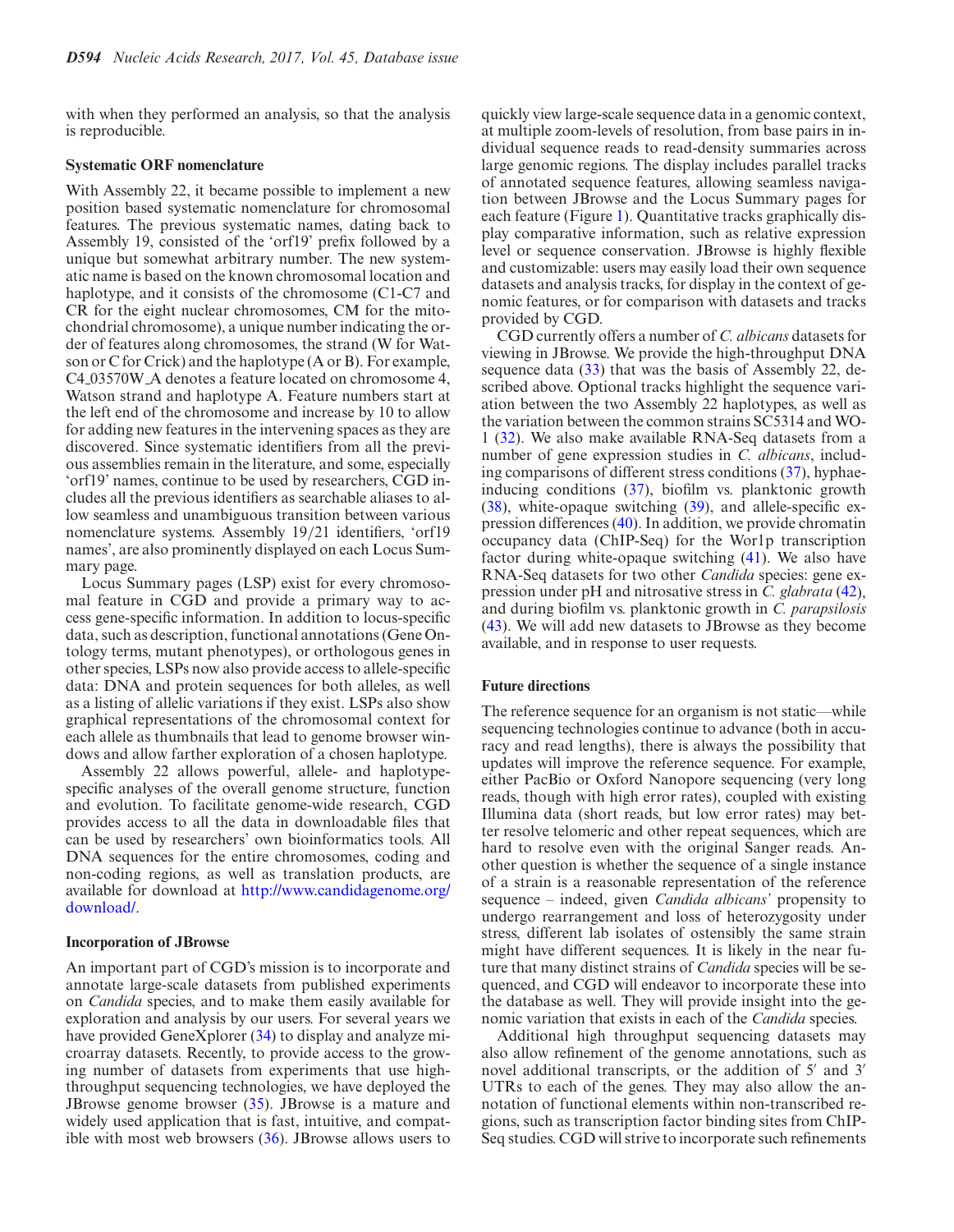with when they performed an analysis, so that the analysis is reproducible.

### Systematic ORF nomenclature

With Assembly 22, it became possible to implement a new position based systematic nomenclature for chromosomal features. The previous systematic names, dating back to Assembly 19, consisted of the 'orf19' prefix followed by a unique but somewhat arbitrary number. The new systematic name is based on the known chromosomal location and haplotype, and it consists of the chromosome (C1-C7 and CR for the eight nuclear chromosomes, CM for the mitochondrial chromosome), a unique number indicating the order of features along chromosomes, the strand (W for Watson or C for Crick) and the haplotype (A or B). For example, C4_03570W_A denotes a feature located on chromosome 4, Watson strand and haplotype A. Feature numbers start at the left end of the chromosome and increase by 10 to allow for adding new features in the intervening spaces as they are discovered. Since systematic identifiers from all the previous assemblies remain in the literature, and some, especially 'orf19' names, continue to be used by researchers, CGD includes all the previous identifiers as searchable aliases to allow seamless and unambiguous transition between various nomenclature systems. Assembly 19/21 identifiers, 'orf19 names', are also prominently displayed on each Locus Summary page.

Locus Summary pages (LSP) exist for every chromosomal feature in CGD and provide a primary way to access gene-specific information. In addition to locus-specific data, such as description, functional annotations (Gene Ontology terms, mutant phenotypes), or orthologous genes in other species, LSPs now also provide access to allele-specific data: DNA and protein sequences for both alleles, as well as a listing of allelic variations if they exist. LSPs also show graphical representations of the chromosomal context for each allele as thumbnails that lead to genome browser windows and allow farther exploration of a chosen haplotype.

Assembly 22 allows powerful, allele- and haplotype-specific analyses of the overall genome structure, function and evolution. To facilitate genome-wide research, CGD provides access to all the data in downloadable files that can be used by researchers' own bioinformatics tools. All DNA sequences for the entire chromosomes, coding and non-coding regions, as well as translation products, are available for download at http://www.candidagenome.org/download/.

### Incorporation of JBrowse

An important part of CGD's mission is to incorporate and annotate large-scale datasets from published experiments on *Candida* species, and to make them easily available for exploration and analysis by our users. For several years we have provided GeneXplorer (34) to display and analyze microarray datasets. Recently, to provide access to the growing number of datasets from experiments that use high-throughput sequencing technologies, we have deployed the JBrowse genome browser (35). JBrowse is a mature and widely used application that is fast, intuitive, and compatible with most web browsers (36). JBrowse allows users to quickly view large-scale sequence data in a genomic context, at multiple zoom-levels of resolution, from base pairs in individual sequence reads to read-density summaries across large genomic regions. The display includes parallel tracks of annotated sequence features, allowing seamless navigation between JBrowse and the Locus Summary pages for each feature (Figure 1). Quantitative tracks graphically display comparative information, such as relative expression level or sequence conservation. JBrowse is highly flexible and customizable: users may easily load their own sequence datasets and analysis tracks, for display in the context of genomic features, or for comparison with datasets and tracks provided by CGD.

CGD currently offers a number of *C. albicans* datasets for viewing in JBrowse. We provide the high-throughput DNA sequence data (33) that was the basis of Assembly 22, described above. Optional tracks highlight the sequence variation between the two Assembly 22 haplotypes, as well as the variation between the common strains SC5314 and WO-1 (32). We also make available RNA-Seq datasets from a number of gene expression studies in *C. albicans*, including comparisons of different stress conditions (37), hyphae-inducing conditions (37), biofilm vs. planktonic growth (38), white-opaque switching (39), and allele-specific expression differences (40). In addition, we provide chromatin occupancy data (ChIP-Seq) for the Wor1p transcription factor during white-opaque switching (41). We also have RNA-Seq datasets for two other *Candida* species: gene expression under pH and nitrosative stress in *C. glabrata* (42), and during biofilm vs. planktonic growth in *C. parapsilosis* (43). We will add new datasets to JBrowse as they become available, and in response to user requests.

### Future directions

The reference sequence for an organism is not static—while sequencing technologies continue to advance (both in accuracy and read lengths), there is always the possibility that updates will improve the reference sequence. For example, either PacBio or Oxford Nanopore sequencing (very long reads, though with high error rates), coupled with existing Illumina data (short reads, but low error rates) may better resolve telomeric and other repeat sequences, which are hard to resolve even with the original Sanger reads. Another question is whether the sequence of a single instance of a strain is a reasonable representation of the reference sequence – indeed, given *Candida albicans'* propensity to undergo rearrangement and loss of heterozygosity under stress, different lab isolates of ostensibly the same strain might have different sequences. It is likely in the near future that many distinct strains of *Candida* species will be sequenced, and CGD will endeavor to incorporate these into the database as well. They will provide insight into the genomic variation that exists in each of the *Candida* species.

Additional high throughput sequencing datasets may also allow refinement of the genome annotations, such as novel additional transcripts, or the addition of 5′ and 3′ UTRs to each of the genes. They may also allow the annotation of functional elements within non-transcribed regions, such as transcription factor binding sites from ChIP-Seq studies. CGD will strive to incorporate such refinements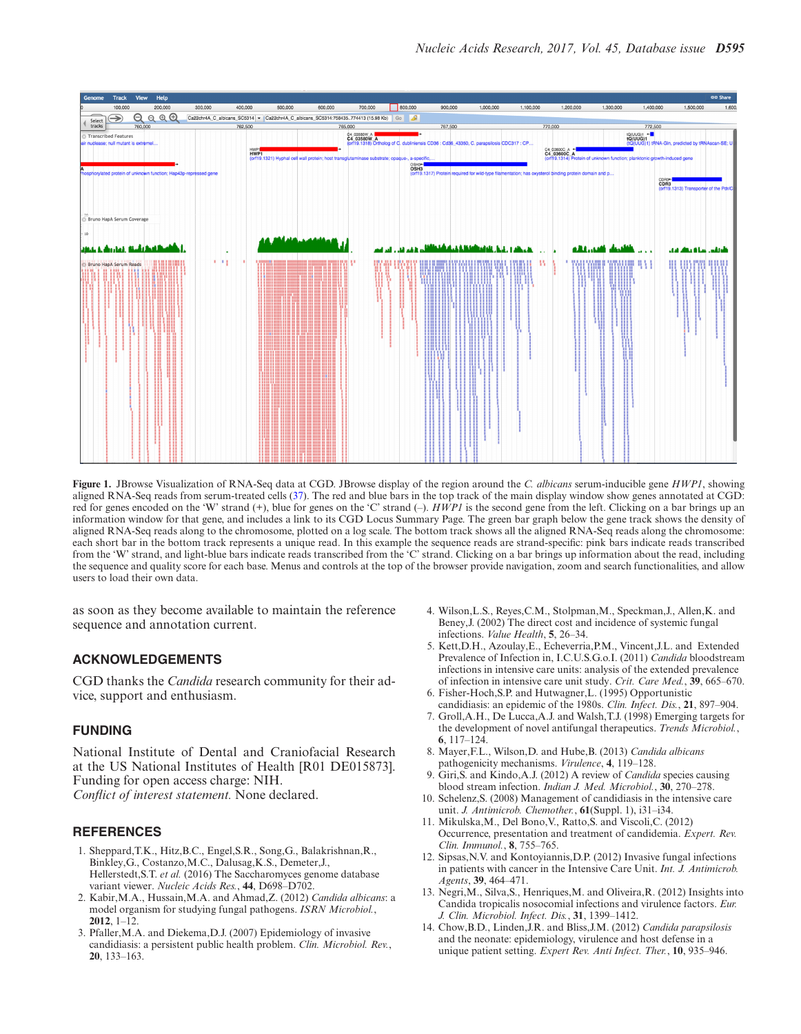**Figure 1.** JBrowse Visualization of RNA-Seq data at CGD. JBrowse display of the region around the *C. albicans* serum-inducible gene *HWP1*, showing aligned RNA-Seq reads from serum-treated cells (37). The red and blue bars in the top track of the main display window show genes annotated at CGD: red for genes encoded on the 'W' strand (+), blue for genes on the 'C' strand (–). *HWP1* is the second gene from the left. Clicking on a bar brings up an information window for that gene, and includes a link to its CGD Locus Summary Page. The green bar graph below the gene track shows the density of aligned RNA-Seq reads along to the chromosome, plotted on a log scale. The bottom track shows all the aligned RNA-Seq reads along the chromosome: each short bar in the bottom track represents a unique read. In this example the sequence reads are strand-specific: pink bars indicate reads transcribed from the 'W' strand, and light-blue bars indicate reads transcribed from the 'C' strand. Clicking on a bar brings up information about the read, including the sequence and quality score for each base. Menus and controls at the top of the browser provide navigation, zoom and search functionalities, and allow users to load their own data.

as soon as they become available to maintain the reference sequence and annotation current.

## ACKNOWLEDGEMENTS

CGD thanks the *Candida* research community for their advice, support and enthusiasm.

## FUNDING

National Institute of Dental and Craniofacial Research at the US National Institutes of Health [R01 DE015873]. Funding for open access charge: NIH.
*Conflict of interest statement.* None declared.

## REFERENCES

1. Sheppard,T.K., Hitz,B.C., Engel,S.R., Song,G., Balakrishnan,R., Binkley,G., Costanzo,M.C., Dalusag,K.S., Demeter,J., Hellerstedt,S.T. *et al.* (2016) The Saccharomyces genome database variant viewer. *Nucleic Acids Res.*, **44**, D698–D702.
2. Kabir,M.A., Hussain,M.A. and Ahmad,Z. (2012) *Candida albicans*: a model organism for studying fungal pathogens. *ISRN Microbiol.*, **2012**, 1–12.
3. Pfaller,M.A. and Diekema,D.J. (2007) Epidemiology of invasive candidiasis: a persistent public health problem. *Clin. Microbiol. Rev.*, **20**, 133–163.
4. Wilson,L.S., Reyes,C.M., Stolpman,M., Speckman,J., Allen,K. and Beney,J. (2002) The direct cost and incidence of systemic fungal infections. *Value Health*, **5**, 26–34.
5. Kett,D.H., Azoulay,E., Echeverria,P.M., Vincent,J.L. and Extended Prevalence of Infection in, I.C.U.S.G.o.I. (2011) *Candida* bloodstream infections in intensive care units: analysis of the extended prevalence of infection in intensive care unit study. *Crit. Care Med.*, **39**, 665–670.
6. Fisher-Hoch,S.P. and Hutwagner,L. (1995) Opportunistic candidiasis: an epidemic of the 1980s. *Clin. Infect. Dis.*, **21**, 897–904.
7. Groll,A.H., De Lucca,A.J. and Walsh,T.J. (1998) Emerging targets for the development of novel antifungal therapeutics. *Trends Microbiol.*, **6**, 117–124.
8. Mayer,F.L., Wilson,D. and Hube,B. (2013) *Candida albicans* pathogenicity mechanisms. *Virulence*, **4**, 119–128.
9. Giri,S. and Kindo,A.J. (2012) A review of *Candida* species causing blood stream infection. *Indian J. Med. Microbiol.*, **30**, 270–278.
10. Schelenz,S. (2008) Management of candidiasis in the intensive care unit. *J. Antimicrob. Chemother.*, **61**(Suppl. 1), i31–i34.
11. Mikulska,M., Del Bono,V., Ratto,S. and Viscoli,C. (2012) Occurrence, presentation and treatment of candidemia. *Expert. Rev. Clin. Immunol.*, **8**, 755–765.
12. Sipsas,N.V. and Kontoyiannis,D.P. (2012) Invasive fungal infections in patients with cancer in the Intensive Care Unit. *Int. J. Antimicrob. Agents*, **39**, 464–471.
13. Negri,M., Silva,S., Henriques,M. and Oliveira,R. (2012) Insights into Candida tropicalis nosocomial infections and virulence factors. *Eur. J. Clin. Microbiol. Infect. Dis.*, **31**, 1399–1412.
14. Chow,B.D., Linden,J.R. and Bliss,J.M. (2012) *Candida parapsilosis* and the neonate: epidemiology, virulence and host defense in a unique patient setting. *Expert Rev. Anti Infect. Ther.*, **10**, 935–946.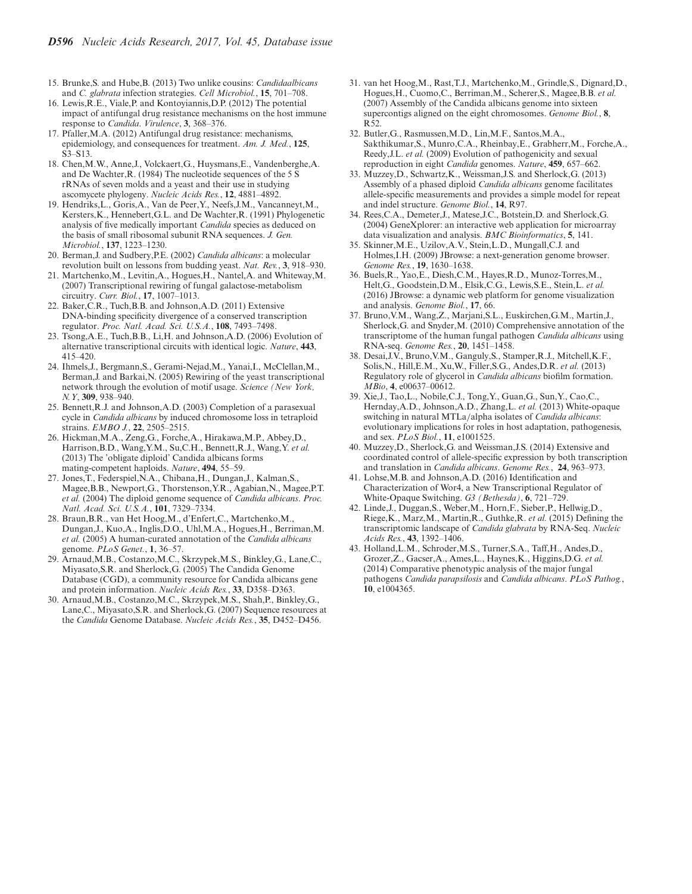15. Brunke,S. and Hube,B. (2013) Two unlike cousins: *Candidaalbicans* and *C. glabrata* infection strategies. *Cell Microbiol.*, **15**, 701–708.
16. Lewis,R.E., Viale,P. and Kontoyiannis,D.P. (2012) The potential impact of antifungal drug resistance mechanisms on the host immune response to *Candida*. *Virulence*, **3**, 368–376.
17. Pfaller,M.A. (2012) Antifungal drug resistance: mechanisms, epidemiology, and consequences for treatment. *Am. J. Med.*, **125**, S3–S13.
18. Chen,M.W., Anne,J., Volckaert,G., Huysmans,E., Vandenberghe,A. and De Wachter,R. (1984) The nucleotide sequences of the 5 S rRNAs of seven molds and a yeast and their use in studying ascomycete phylogeny. *Nucleic Acids Res.*, **12**, 4881–4892.
19. Hendriks,L., Goris,A., Van de Peer,Y., Neefs,J.M., Vancanneyt,M., Kersters,K., Hennebert,G.L. and De Wachter,R. (1991) Phylogenetic analysis of five medically important *Candida* species as deduced on the basis of small ribosomal subunit RNA sequences. *J. Gen. Microbiol.*, **137**, 1223–1230.
20. Berman,J. and Sudbery,P.E. (2002) *Candida albicans*: a molecular revolution built on lessons from budding yeast. *Nat. Rev.*, **3**, 918–930.
21. Martchenko,M., Levitin,A., Hogues,H., Nantel,A. and Whiteway,M. (2007) Transcriptional rewiring of fungal galactose-metabolism circuitry. *Curr. Biol.*, **17**, 1007–1013.
22. Baker,C.R., Tuch,B.B. and Johnson,A.D. (2011) Extensive DNA-binding specificity divergence of a conserved transcription regulator. *Proc. Natl. Acad. Sci. U.S.A.*, **108**, 7493–7498.
23. Tsong,A.E., Tuch,B.B., Li,H. and Johnson,A.D. (2006) Evolution of alternative transcriptional circuits with identical logic. *Nature*, **443**, 415–420.
24. Ihmels,J., Bergmann,S., Gerami-Nejad,M., Yanai,I., McClellan,M., Berman,J. and Barkai,N. (2005) Rewiring of the yeast transcriptional network through the evolution of motif usage. *Science (New York, N.Y*, **309**, 938–940.
25. Bennett,R.J. and Johnson,A.D. (2003) Completion of a parasexual cycle in *Candida albicans* by induced chromosome loss in tetraploid strains. *EMBO J.*, **22**, 2505–2515.
26. Hickman,M.A., Zeng,G., Forche,A., Hirakawa,M.P., Abbey,D., Harrison,B.D., Wang,Y.M., Su,C.H., Bennett,R.J., Wang,Y. *et al.* (2013) The 'obligate diploid' Candida albicans forms mating-competent haploids. *Nature*, **494**, 55–59.
27. Jones,T., Federspiel,N.A., Chibana,H., Dungan,J., Kalman,S., Magee,B.B., Newport,G., Thorstenson,Y.R., Agabian,N., Magee,P.T. *et al.* (2004) The diploid genome sequence of *Candida albicans*. *Proc. Natl. Acad. Sci. U.S.A.*, **101**, 7329–7334.
28. Braun,B.R., van Het Hoog,M., d'Enfert,C., Martchenko,M., Dungan,J., Kuo,A., Inglis,D.O., Uhl,M.A., Hogues,H., Berriman,M. *et al.* (2005) A human-curated annotation of the *Candida albicans* genome. *PLoS Genet.*, **1**, 36–57.
29. Arnaud,M.B., Costanzo,M.C., Skrzypek,M.S., Binkley,G., Lane,C., Miyasato,S.R. and Sherlock,G. (2005) The Candida Genome Database (CGD), a community resource for Candida albicans gene and protein information. *Nucleic Acids Res.*, **33**, D358–D363.
30. Arnaud,M.B., Costanzo,M.C., Skrzypek,M.S., Shah,P., Binkley,G., Lane,C., Miyasato,S.R. and Sherlock,G. (2007) Sequence resources at the *Candida* Genome Database. *Nucleic Acids Res.*, **35**, D452–D456.
31. van het Hoog,M., Rast,T.J., Martchenko,M., Grindle,S., Dignard,D., Hogues,H., Cuomo,C., Berriman,M., Scherer,S., Magee,B.B. *et al.* (2007) Assembly of the Candida albicans genome into sixteen supercontigs aligned on the eight chromosomes. *Genome Biol.*, **8**, R52.
32. Butler,G., Rasmussen,M.D., Lin,M.F., Santos,M.A., Sakthikumar,S., Munro,C.A., Rheinbay,E., Grabherr,M., Forche,A., Reedy,J.L. *et al.* (2009) Evolution of pathogenicity and sexual reproduction in eight *Candida* genomes. *Nature*, **459**, 657–662.
33. Muzzey,D., Schwartz,K., Weissman,J.S. and Sherlock,G. (2013) Assembly of a phased diploid *Candida albicans* genome facilitates allele-specific measurements and provides a simple model for repeat and indel structure. *Genome Biol.*, **14**, R97.
34. Rees,C.A., Demeter,J., Matese,J.C., Botstein,D. and Sherlock,G. (2004) GeneXplorer: an interactive web application for microarray data visualization and analysis. *BMC Bioinformatics*, **5**, 141.
35. Skinner,M.E., Uzilov,A.V., Stein,L.D., Mungall,C.J. and Holmes,I.H. (2009) JBrowse: a next-generation genome browser. *Genome Res.*, **19**, 1630–1638.
36. Buels,R., Yao,E., Diesh,C.M., Hayes,R.D., Munoz-Torres,M., Helt,G., Goodstein,D.M., Elsik,C.G., Lewis,S.E., Stein,L. *et al.* (2016) JBrowse: a dynamic web platform for genome visualization and analysis. *Genome Biol.*, **17**, 66.
37. Bruno,V.M., Wang,Z., Marjani,S.L., Euskirchen,G.M., Martin,J., Sherlock,G. and Snyder,M. (2010) Comprehensive annotation of the transcriptome of the human fungal pathogen *Candida albicans* using RNA-seq. *Genome Res.*, **20**, 1451–1458.
38. Desai,J.V., Bruno,V.M., Ganguly,S., Stamper,R.J., Mitchell,K.F., Solis,N., Hill,E.M., Xu,W., Filler,S.G., Andes,D.R. *et al.* (2013) Regulatory role of glycerol in *Candida albicans* biofilm formation. *MBio*, **4**, e00637–00612.
39. Xie,J., Tao,L., Nobile,C.J., Tong,Y., Guan,G., Sun,Y., Cao,C., Hernday,A.D., Johnson,A.D., Zhang,L. *et al.* (2013) White-opaque switching in natural MTLa/alpha isolates of *Candida albicans*: evolutionary implications for roles in host adaptation, pathogenesis, and sex. *PLoS Biol.*, **11**, e1001525.
40. Muzzey,D., Sherlock,G. and Weissman,J.S. (2014) Extensive and coordinated control of allele-specific expression by both transcription and translation in *Candida albicans*. *Genome Res.*, **24**, 963–973.
41. Lohse,M.B. and Johnson,A.D. (2016) Identification and Characterization of Wor4, a New Transcriptional Regulator of White-Opaque Switching. *G3 (Bethesda)*, **6**, 721–729.
42. Linde,J., Duggan,S., Weber,M., Horn,F., Sieber,P., Hellwig,D., Riege,K., Marz,M., Martin,R., Guthke,R. *et al.* (2015) Defining the transcriptomic landscape of *Candida glabrata* by RNA-Seq. *Nucleic Acids Res.*, **43**, 1392–1406.
43. Holland,L.M., Schroder,M.S., Turner,S.A., Taff,H., Andes,D., Grozer,Z., Gacser,A., Ames,L., Haynes,K., Higgins,D.G. *et al.* (2014) Comparative phenotypic analysis of the major fungal pathogens *Candida parapsilosis* and *Candida albicans*. *PLoS Pathog.*, **10**, e1004365.